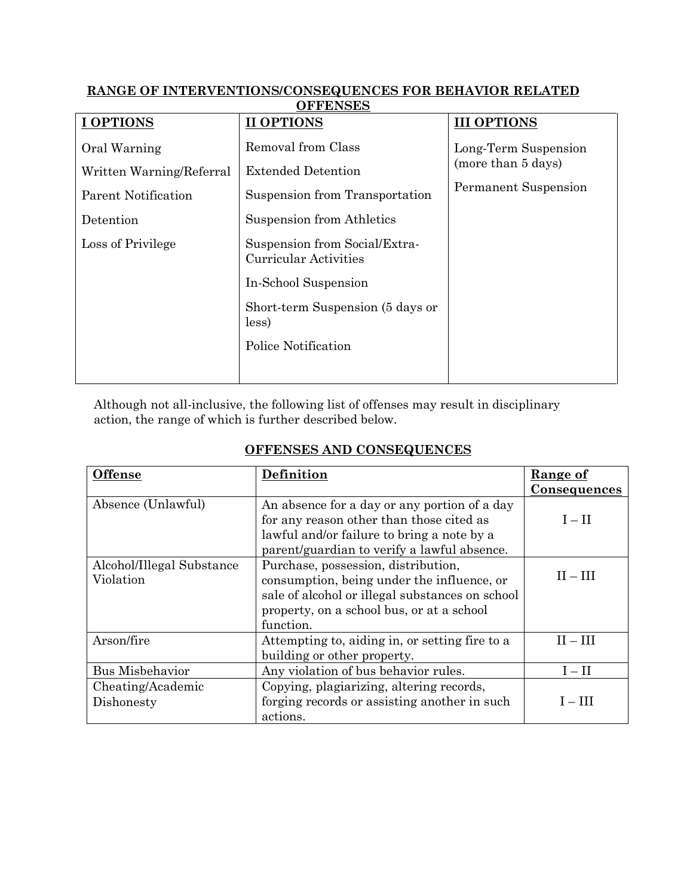## RANGE OF INTERVENTIONS/CONSEQUENCES FOR BEHAVIOR RELATED OFFENSES

| I OPTIONS | II OPTIONS | III OPTIONS |
|---|---|---|
| Oral Warning<br>Written Warning/Referral<br>Parent Notification<br>Detention<br>Loss of Privilege | Removal from Class<br>Extended Detention<br>Suspension from Transportation<br>Suspension from Athletics<br>Suspension from Social/Extra-Curricular Activities<br>In-School Suspension<br>Short-term Suspension (5 days or less)<br>Police Notification | Long-Term Suspension (more than 5 days)<br>Permanent Suspension |

Although not all-inclusive, the following list of offenses may result in disciplinary action, the range of which is further described below.

## OFFENSES AND CONSEQUENCES

| Offense | Definition | Range of Consequences |
|---|---|---|
| Absence (Unlawful) | An absence for a day or any portion of a day for any reason other than those cited as lawful and/or failure to bring a note by a parent/guardian to verify a lawful absence. | I – II |
| Alcohol/Illegal Substance Violation | Purchase, possession, distribution, consumption, being under the influence, or sale of alcohol or illegal substances on school property, on a school bus, or at a school function. | II – III |
| Arson/fire | Attempting to, aiding in, or setting fire to a building or other property. | II – III |
| Bus Misbehavior | Any violation of bus behavior rules. | I – II |
| Cheating/Academic Dishonesty | Copying, plagiarizing, altering records, forging records or assisting another in such actions. | I – III |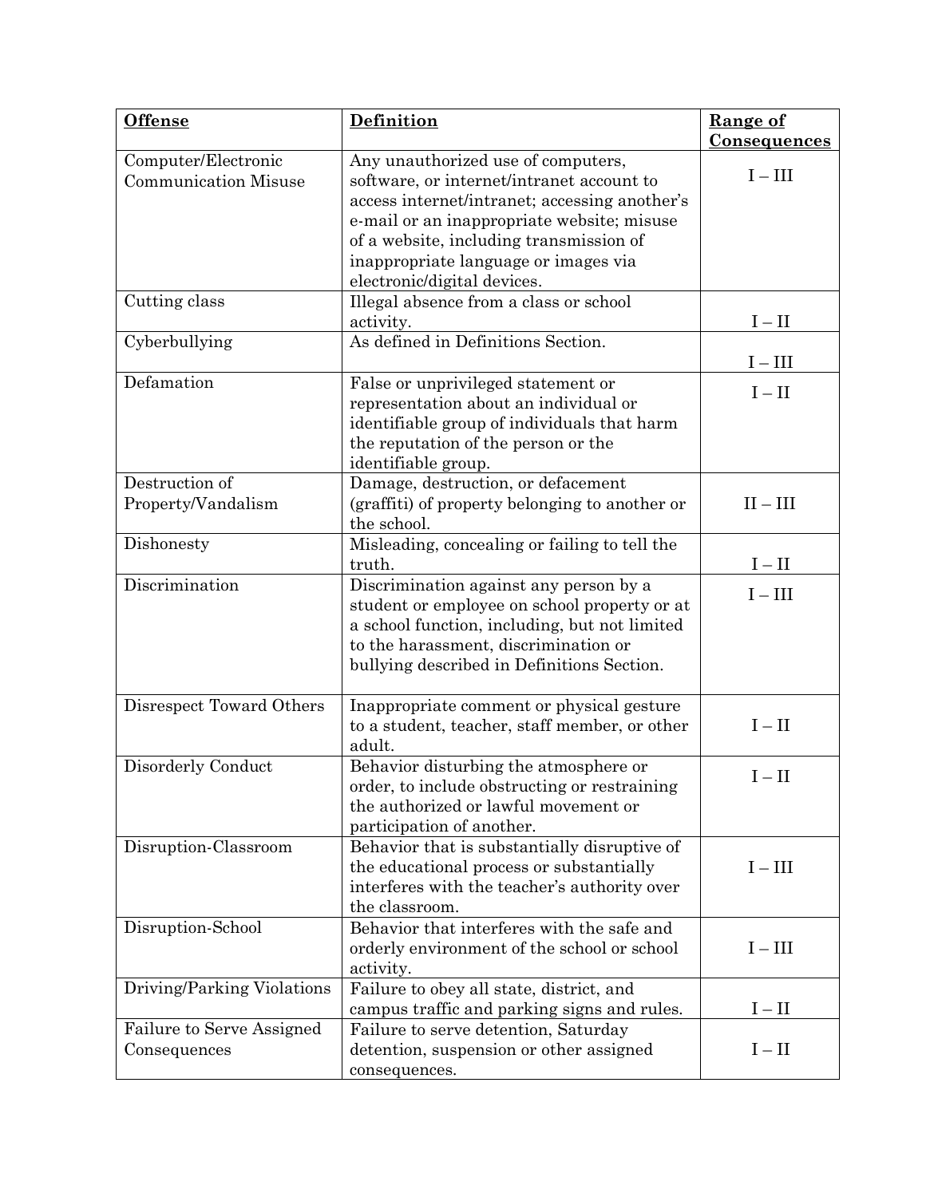| **Offense** | **Definition** | **Range of Consequences** |
|---|---|---|
| Computer/Electronic Communication Misuse | Any unauthorized use of computers, software, or internet/intranet account to access internet/intranet; accessing another's e-mail or an inappropriate website; misuse of a website, including transmission of inappropriate language or images via electronic/digital devices. | I – III |
| Cutting class | Illegal absence from a class or school activity. | I – II |
| Cyberbullying | As defined in Definitions Section. | I – III |
| Defamation | False or unprivileged statement or representation about an individual or identifiable group of individuals that harm the reputation of the person or the identifiable group. | I – II |
| Destruction of Property/Vandalism | Damage, destruction, or defacement (graffiti) of property belonging to another or the school. | II – III |
| Dishonesty | Misleading, concealing or failing to tell the truth. | I – II |
| Discrimination | Discrimination against any person by a student or employee on school property or at a school function, including, but not limited to the harassment, discrimination or bullying described in Definitions Section. | I – III |
| Disrespect Toward Others | Inappropriate comment or physical gesture to a student, teacher, staff member, or other adult. | I – II |
| Disorderly Conduct | Behavior disturbing the atmosphere or order, to include obstructing or restraining the authorized or lawful movement or participation of another. | I – II |
| Disruption-Classroom | Behavior that is substantially disruptive of the educational process or substantially interferes with the teacher's authority over the classroom. | I – III |
| Disruption-School | Behavior that interferes with the safe and orderly environment of the school or school activity. | I – III |
| Driving/Parking Violations | Failure to obey all state, district, and campus traffic and parking signs and rules. | I – II |
| Failure to Serve Assigned Consequences | Failure to serve detention, Saturday detention, suspension or other assigned consequences. | I – II |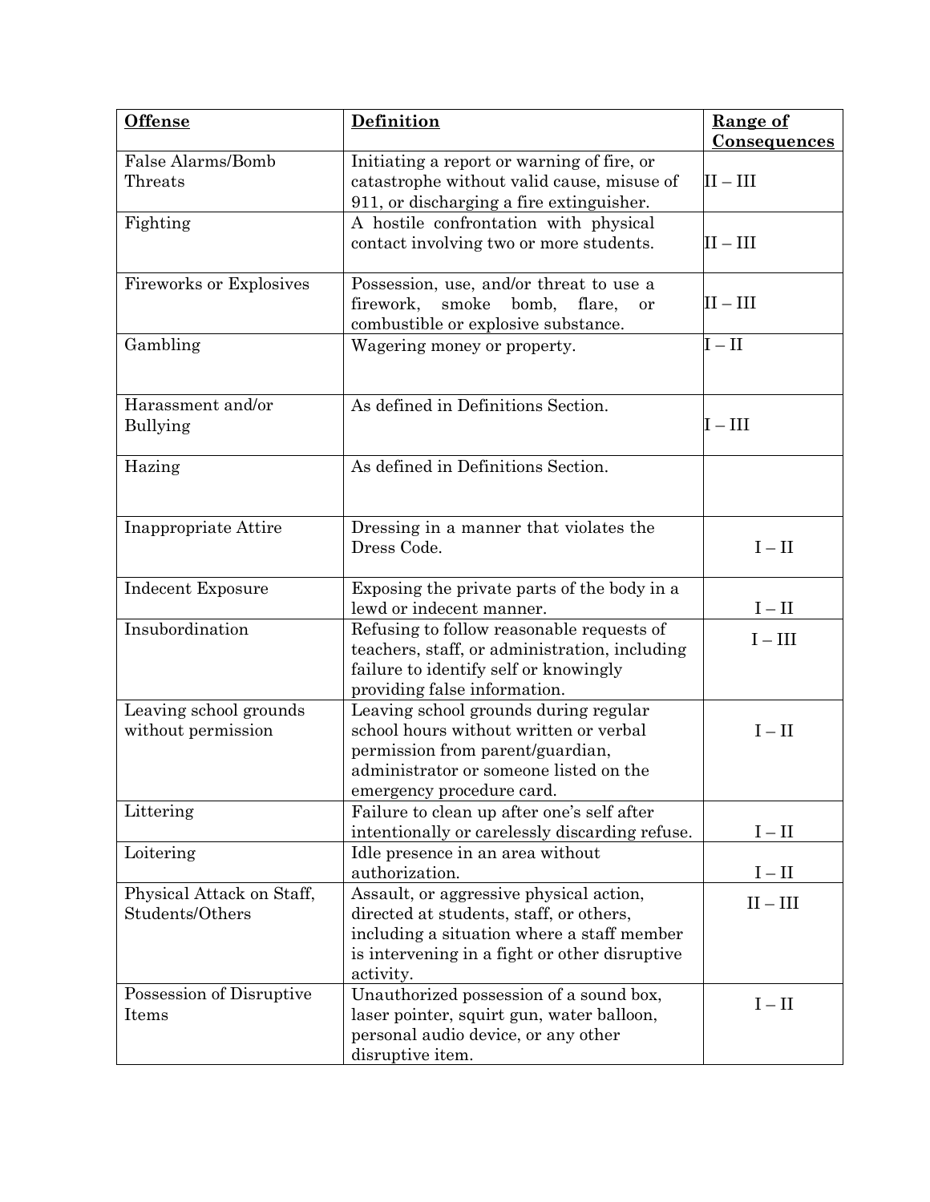| Offense | Definition | Range of Consequences |
|---|---|---|
| False Alarms/Bomb Threats | Initiating a report or warning of fire, or catastrophe without valid cause, misuse of 911, or discharging a fire extinguisher. | II – III |
| Fighting | A hostile confrontation with physical contact involving two or more students. | II – III |
| Fireworks or Explosives | Possession, use, and/or threat to use a firework, smoke bomb, flare, or combustible or explosive substance. | II – III |
| Gambling | Wagering money or property. | I – II |
| Harassment and/or Bullying | As defined in Definitions Section. | I – III |
| Hazing | As defined in Definitions Section. | |
| Inappropriate Attire | Dressing in a manner that violates the Dress Code. | I – II |
| Indecent Exposure | Exposing the private parts of the body in a lewd or indecent manner. | I – II |
| Insubordination | Refusing to follow reasonable requests of teachers, staff, or administration, including failure to identify self or knowingly providing false information. | I – III |
| Leaving school grounds without permission | Leaving school grounds during regular school hours without written or verbal permission from parent/guardian, administrator or someone listed on the emergency procedure card. | I – II |
| Littering | Failure to clean up after one's self after intentionally or carelessly discarding refuse. | I – II |
| Loitering | Idle presence in an area without authorization. | I – II |
| Physical Attack on Staff, Students/Others | Assault, or aggressive physical action, directed at students, staff, or others, including a situation where a staff member is intervening in a fight or other disruptive activity. | II – III |
| Possession of Disruptive Items | Unauthorized possession of a sound box, laser pointer, squirt gun, water balloon, personal audio device, or any other disruptive item. | I – II |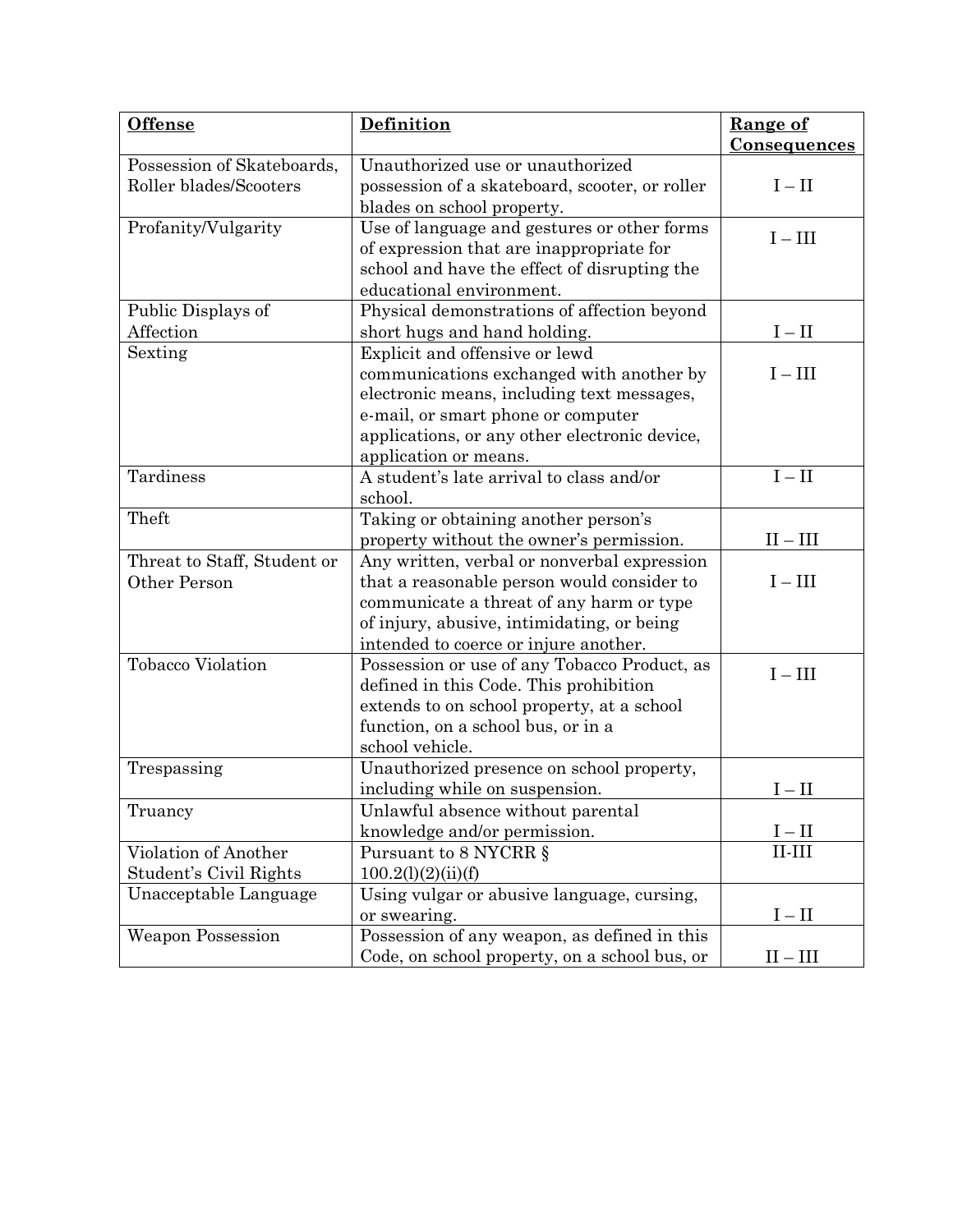| Offense | Definition | Range of Consequences |
| --- | --- | --- |
| Possession of Skateboards, Roller blades/Scooters | Unauthorized use or unauthorized possession of a skateboard, scooter, or roller blades on school property. | I – II |
| Profanity/Vulgarity | Use of language and gestures or other forms of expression that are inappropriate for school and have the effect of disrupting the educational environment. | I – III |
| Public Displays of Affection | Physical demonstrations of affection beyond short hugs and hand holding. | I – II |
| Sexting | Explicit and offensive or lewd communications exchanged with another by electronic means, including text messages, e-mail, or smart phone or computer applications, or any other electronic device, application or means. | I – III |
| Tardiness | A student's late arrival to class and/or school. | I – II |
| Theft | Taking or obtaining another person's property without the owner's permission. | II – III |
| Threat to Staff, Student or Other Person | Any written, verbal or nonverbal expression that a reasonable person would consider to communicate a threat of any harm or type of injury, abusive, intimidating, or being intended to coerce or injure another. | I – III |
| Tobacco Violation | Possession or use of any Tobacco Product, as defined in this Code. This prohibition extends to on school property, at a school function, on a school bus, or in a school vehicle. | I – III |
| Trespassing | Unauthorized presence on school property, including while on suspension. | I – II |
| Truancy | Unlawful absence without parental knowledge and/or permission. | I – II |
| Violation of Another Student's Civil Rights | Pursuant to 8 NYCRR § 100.2(l)(2)(ii)(f) | II-III |
| Unacceptable Language | Using vulgar or abusive language, cursing, or swearing. | I – II |
| Weapon Possession | Possession of any weapon, as defined in this Code, on school property, on a school bus, or | II – III |